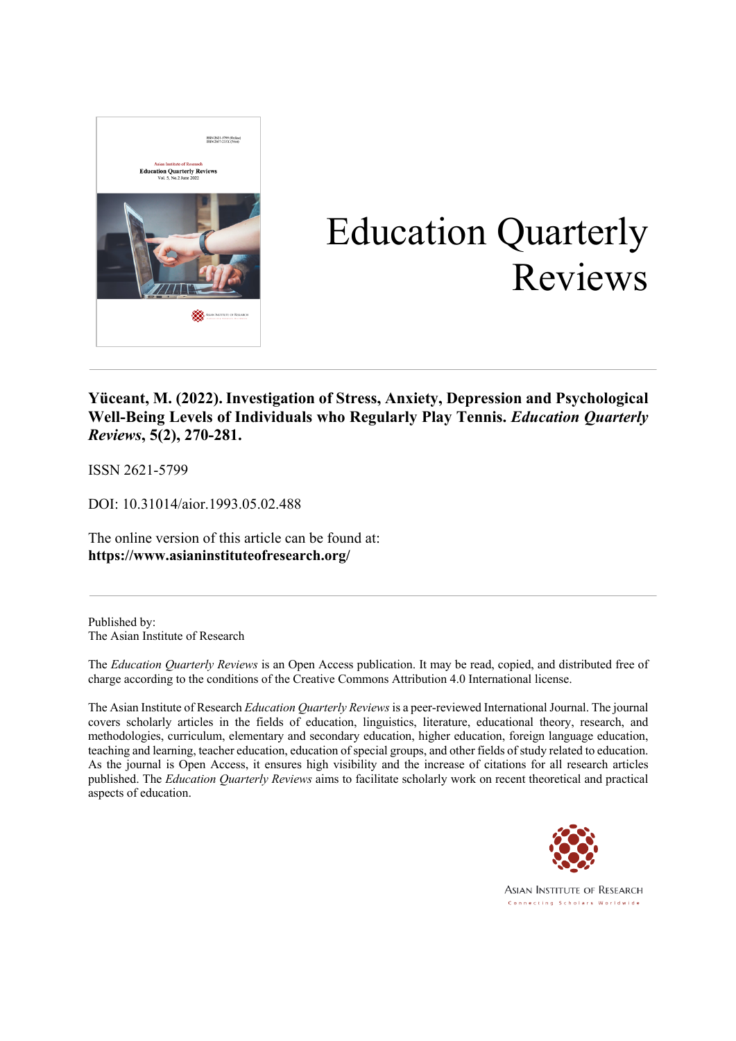# Education Quarterly Reviews

**Yüceant, M. (2022). Investigation of Stress, Anxiety, Depression and Psychological Well-Being Levels of Individuals who Regularly Play Tennis. *Education Quarterly Reviews*, 5(2), 270-281.**

ISSN 2621-5799

DOI: 10.31014/aior.1993.05.02.488

The online version of this article can be found at:
**https://www.asianinstituteofresearch.org/**

---

Published by:
The Asian Institute of Research

The *Education Quarterly Reviews* is an Open Access publication. It may be read, copied, and distributed free of charge according to the conditions of the Creative Commons Attribution 4.0 International license.

The Asian Institute of Research *Education Quarterly Reviews* is a peer-reviewed International Journal. The journal covers scholarly articles in the fields of education, linguistics, literature, educational theory, research, and methodologies, curriculum, elementary and secondary education, higher education, foreign language education, teaching and learning, teacher education, education of special groups, and other fields of study related to education. As the journal is Open Access, it ensures high visibility and the increase of citations for all research articles published. The *Education Quarterly Reviews* aims to facilitate scholarly work on recent theoretical and practical aspects of education.

ASIAN INSTITUTE OF RESEARCH
Connecting Scholars Worldwide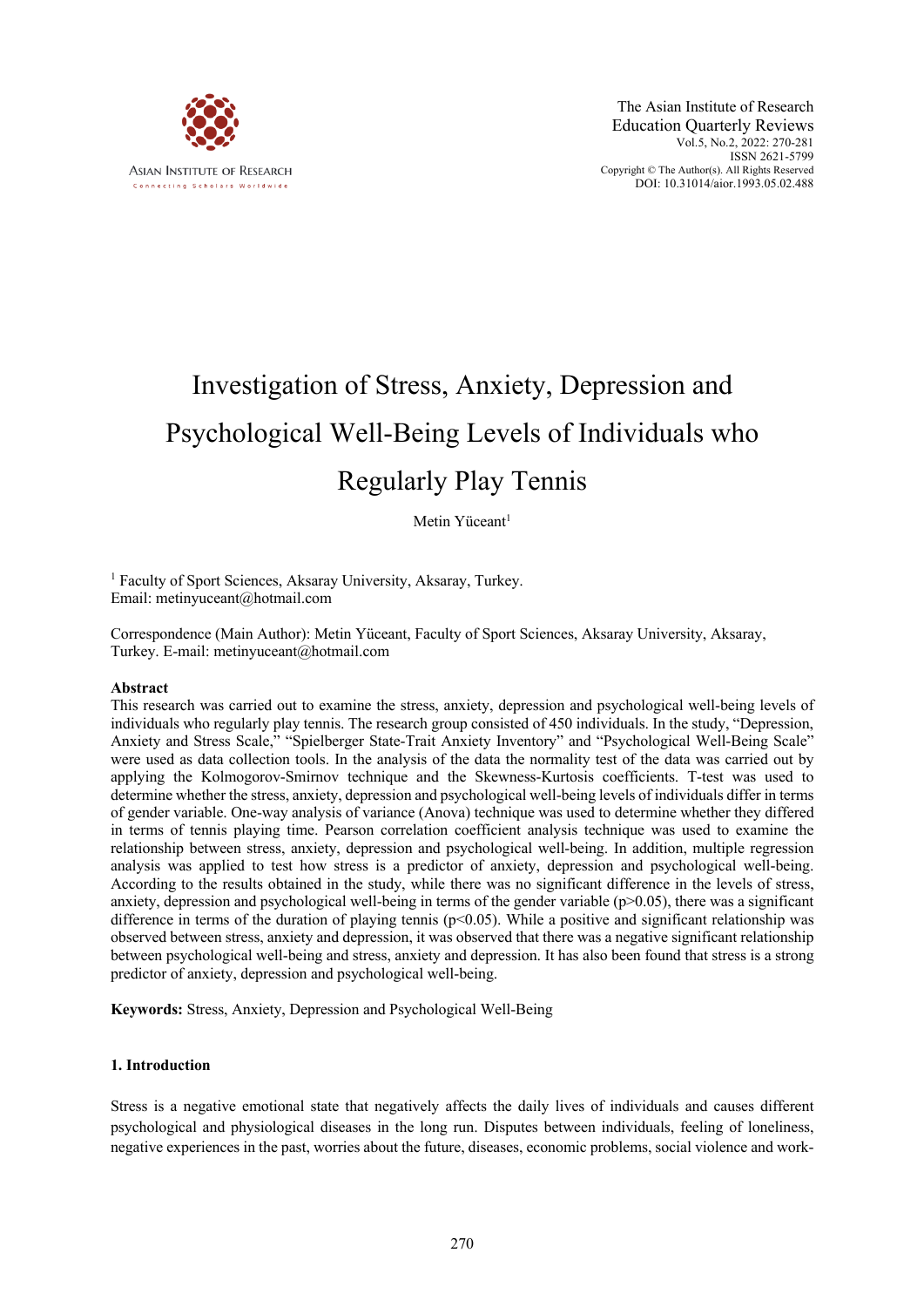# Investigation of Stress, Anxiety, Depression and Psychological Well-Being Levels of Individuals who Regularly Play Tennis

Metin Yüceant[1]

[1] Faculty of Sport Sciences, Aksaray University, Aksaray, Turkey.
Email: metinyuceant@hotmail.com

Correspondence (Main Author): Metin Yüceant, Faculty of Sport Sciences, Aksaray University, Aksaray, Turkey. E-mail: metinyuceant@hotmail.com

### Abstract

This research was carried out to examine the stress, anxiety, depression and psychological well-being levels of individuals who regularly play tennis. The research group consisted of 450 individuals. In the study, "Depression, Anxiety and Stress Scale," "Spielberger State-Trait Anxiety Inventory" and "Psychological Well-Being Scale" were used as data collection tools. In the analysis of the data the normality test of the data was carried out by applying the Kolmogorov-Smirnov technique and the Skewness-Kurtosis coefficients. T-test was used to determine whether the stress, anxiety, depression and psychological well-being levels of individuals differ in terms of gender variable. One-way analysis of variance (Anova) technique was used to determine whether they differed in terms of tennis playing time. Pearson correlation coefficient analysis technique was used to examine the relationship between stress, anxiety, depression and psychological well-being. In addition, multiple regression analysis was applied to test how stress is a predictor of anxiety, depression and psychological well-being. According to the results obtained in the study, while there was no significant difference in the levels of stress, anxiety, depression and psychological well-being in terms of the gender variable ($p>0.05$), there was a significant difference in terms of the duration of playing tennis ($p<0.05$). While a positive and significant relationship was observed between stress, anxiety and depression, it was observed that there was a negative significant relationship between psychological well-being and stress, anxiety and depression. It has also been found that stress is a strong predictor of anxiety, depression and psychological well-being.

**Keywords:** Stress, Anxiety, Depression and Psychological Well-Being

## 1. Introduction

Stress is a negative emotional state that negatively affects the daily lives of individuals and causes different psychological and physiological diseases in the long run. Disputes between individuals, feeling of loneliness, negative experiences in the past, worries about the future, diseases, economic problems, social violence and work-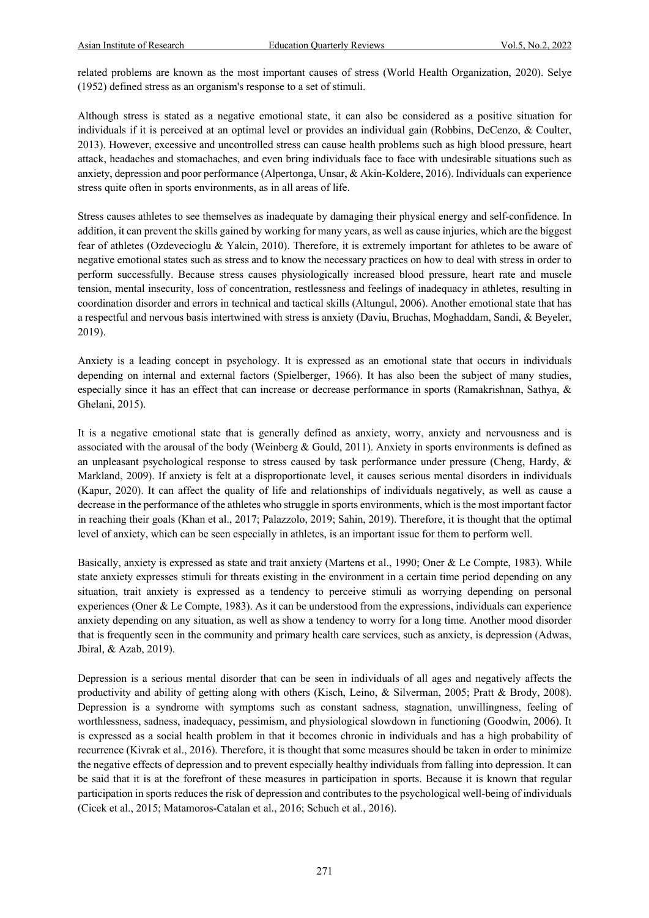related problems are known as the most important causes of stress (World Health Organization, 2020). Selye (1952) defined stress as an organism's response to a set of stimuli.

Although stress is stated as a negative emotional state, it can also be considered as a positive situation for individuals if it is perceived at an optimal level or provides an individual gain (Robbins, DeCenzo, & Coulter, 2013). However, excessive and uncontrolled stress can cause health problems such as high blood pressure, heart attack, headaches and stomachaches, and even bring individuals face to face with undesirable situations such as anxiety, depression and poor performance (Alpertonga, Unsar, & Akin-Koldere, 2016). Individuals can experience stress quite often in sports environments, as in all areas of life.

Stress causes athletes to see themselves as inadequate by damaging their physical energy and self-confidence. In addition, it can prevent the skills gained by working for many years, as well as cause injuries, which are the biggest fear of athletes (Ozdevecioglu & Yalcin, 2010). Therefore, it is extremely important for athletes to be aware of negative emotional states such as stress and to know the necessary practices on how to deal with stress in order to perform successfully. Because stress causes physiologically increased blood pressure, heart rate and muscle tension, mental insecurity, loss of concentration, restlessness and feelings of inadequacy in athletes, resulting in coordination disorder and errors in technical and tactical skills (Altungul, 2006). Another emotional state that has a respectful and nervous basis intertwined with stress is anxiety (Daviu, Bruchas, Moghaddam, Sandi, & Beyeler, 2019).

Anxiety is a leading concept in psychology. It is expressed as an emotional state that occurs in individuals depending on internal and external factors (Spielberger, 1966). It has also been the subject of many studies, especially since it has an effect that can increase or decrease performance in sports (Ramakrishnan, Sathya, & Ghelani, 2015).

It is a negative emotional state that is generally defined as anxiety, worry, anxiety and nervousness and is associated with the arousal of the body (Weinberg & Gould, 2011). Anxiety in sports environments is defined as an unpleasant psychological response to stress caused by task performance under pressure (Cheng, Hardy, & Markland, 2009). If anxiety is felt at a disproportionate level, it causes serious mental disorders in individuals (Kapur, 2020). It can affect the quality of life and relationships of individuals negatively, as well as cause a decrease in the performance of the athletes who struggle in sports environments, which is the most important factor in reaching their goals (Khan et al., 2017; Palazzolo, 2019; Sahin, 2019). Therefore, it is thought that the optimal level of anxiety, which can be seen especially in athletes, is an important issue for them to perform well.

Basically, anxiety is expressed as state and trait anxiety (Martens et al., 1990; Oner & Le Compte, 1983). While state anxiety expresses stimuli for threats existing in the environment in a certain time period depending on any situation, trait anxiety is expressed as a tendency to perceive stimuli as worrying depending on personal experiences (Oner & Le Compte, 1983). As it can be understood from the expressions, individuals can experience anxiety depending on any situation, as well as show a tendency to worry for a long time. Another mood disorder that is frequently seen in the community and primary health care services, such as anxiety, is depression (Adwas, Jbiral, & Azab, 2019).

Depression is a serious mental disorder that can be seen in individuals of all ages and negatively affects the productivity and ability of getting along with others (Kisch, Leino, & Silverman, 2005; Pratt & Brody, 2008). Depression is a syndrome with symptoms such as constant sadness, stagnation, unwillingness, feeling of worthlessness, sadness, inadequacy, pessimism, and physiological slowdown in functioning (Goodwin, 2006). It is expressed as a social health problem in that it becomes chronic in individuals and has a high probability of recurrence (Kivrak et al., 2016). Therefore, it is thought that some measures should be taken in order to minimize the negative effects of depression and to prevent especially healthy individuals from falling into depression. It can be said that it is at the forefront of these measures in participation in sports. Because it is known that regular participation in sports reduces the risk of depression and contributes to the psychological well-being of individuals (Cicek et al., 2015; Matamoros-Catalan et al., 2016; Schuch et al., 2016).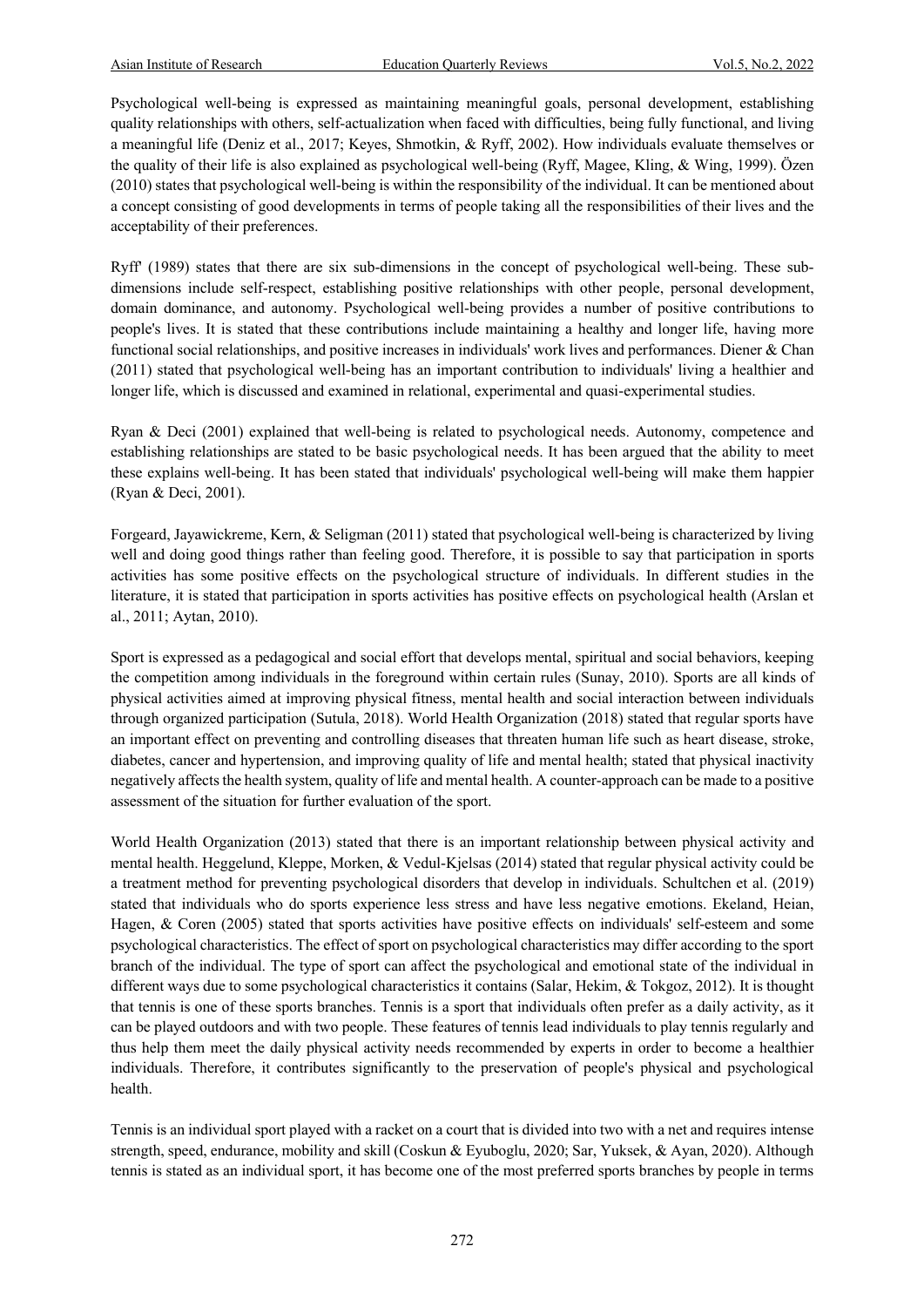Psychological well-being is expressed as maintaining meaningful goals, personal development, establishing quality relationships with others, self-actualization when faced with difficulties, being fully functional, and living a meaningful life (Deniz et al., 2017; Keyes, Shmotkin, & Ryff, 2002). How individuals evaluate themselves or the quality of their life is also explained as psychological well-being (Ryff, Magee, Kling, & Wing, 1999). Özen (2010) states that psychological well-being is within the responsibility of the individual. It can be mentioned about a concept consisting of good developments in terms of people taking all the responsibilities of their lives and the acceptability of their preferences.

Ryff' (1989) states that there are six sub-dimensions in the concept of psychological well-being. These sub-dimensions include self-respect, establishing positive relationships with other people, personal development, domain dominance, and autonomy. Psychological well-being provides a number of positive contributions to people's lives. It is stated that these contributions include maintaining a healthy and longer life, having more functional social relationships, and positive increases in individuals' work lives and performances. Diener & Chan (2011) stated that psychological well-being has an important contribution to individuals' living a healthier and longer life, which is discussed and examined in relational, experimental and quasi-experimental studies.

Ryan & Deci (2001) explained that well-being is related to psychological needs. Autonomy, competence and establishing relationships are stated to be basic psychological needs. It has been argued that the ability to meet these explains well-being. It has been stated that individuals' psychological well-being will make them happier (Ryan & Deci, 2001).

Forgeard, Jayawickreme, Kern, & Seligman (2011) stated that psychological well-being is characterized by living well and doing good things rather than feeling good. Therefore, it is possible to say that participation in sports activities has some positive effects on the psychological structure of individuals. In different studies in the literature, it is stated that participation in sports activities has positive effects on psychological health (Arslan et al., 2011; Aytan, 2010).

Sport is expressed as a pedagogical and social effort that develops mental, spiritual and social behaviors, keeping the competition among individuals in the foreground within certain rules (Sunay, 2010). Sports are all kinds of physical activities aimed at improving physical fitness, mental health and social interaction between individuals through organized participation (Sutula, 2018). World Health Organization (2018) stated that regular sports have an important effect on preventing and controlling diseases that threaten human life such as heart disease, stroke, diabetes, cancer and hypertension, and improving quality of life and mental health; stated that physical inactivity negatively affects the health system, quality of life and mental health. A counter-approach can be made to a positive assessment of the situation for further evaluation of the sport.

World Health Organization (2013) stated that there is an important relationship between physical activity and mental health. Heggelund, Kleppe, Morken, & Vedul-Kjelsas (2014) stated that regular physical activity could be a treatment method for preventing psychological disorders that develop in individuals. Schultchen et al. (2019) stated that individuals who do sports experience less stress and have less negative emotions. Ekeland, Heian, Hagen, & Coren (2005) stated that sports activities have positive effects on individuals' self-esteem and some psychological characteristics. The effect of sport on psychological characteristics may differ according to the sport branch of the individual. The type of sport can affect the psychological and emotional state of the individual in different ways due to some psychological characteristics it contains (Salar, Hekim, & Tokgoz, 2012). It is thought that tennis is one of these sports branches. Tennis is a sport that individuals often prefer as a daily activity, as it can be played outdoors and with two people. These features of tennis lead individuals to play tennis regularly and thus help them meet the daily physical activity needs recommended by experts in order to become a healthier individuals. Therefore, it contributes significantly to the preservation of people's physical and psychological health.

Tennis is an individual sport played with a racket on a court that is divided into two with a net and requires intense strength, speed, endurance, mobility and skill (Coskun & Eyuboglu, 2020; Sar, Yuksek, & Ayan, 2020). Although tennis is stated as an individual sport, it has become one of the most preferred sports branches by people in terms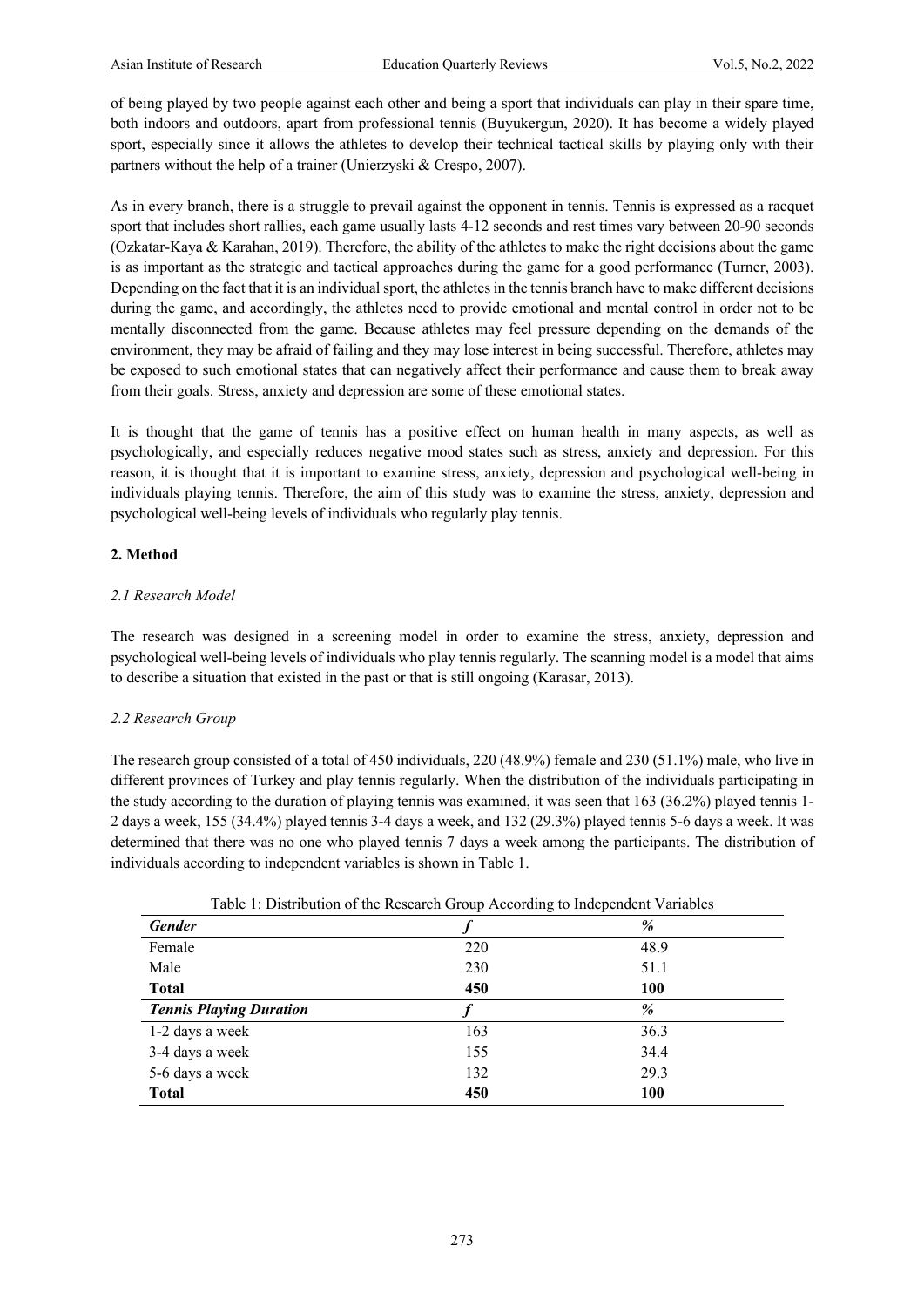of being played by two people against each other and being a sport that individuals can play in their spare time, both indoors and outdoors, apart from professional tennis (Buyukergun, 2020). It has become a widely played sport, especially since it allows the athletes to develop their technical tactical skills by playing only with their partners without the help of a trainer (Unierzyski & Crespo, 2007).

As in every branch, there is a struggle to prevail against the opponent in tennis. Tennis is expressed as a racquet sport that includes short rallies, each game usually lasts 4-12 seconds and rest times vary between 20-90 seconds (Ozkatar-Kaya & Karahan, 2019). Therefore, the ability of the athletes to make the right decisions about the game is as important as the strategic and tactical approaches during the game for a good performance (Turner, 2003). Depending on the fact that it is an individual sport, the athletes in the tennis branch have to make different decisions during the game, and accordingly, the athletes need to provide emotional and mental control in order not to be mentally disconnected from the game. Because athletes may feel pressure depending on the demands of the environment, they may be afraid of failing and they may lose interest in being successful. Therefore, athletes may be exposed to such emotional states that can negatively affect their performance and cause them to break away from their goals. Stress, anxiety and depression are some of these emotional states.

It is thought that the game of tennis has a positive effect on human health in many aspects, as well as psychologically, and especially reduces negative mood states such as stress, anxiety and depression. For this reason, it is thought that it is important to examine stress, anxiety, depression and psychological well-being in individuals playing tennis. Therefore, the aim of this study was to examine the stress, anxiety, depression and psychological well-being levels of individuals who regularly play tennis.

## 2. Method

### *2.1 Research Model*

The research was designed in a screening model in order to examine the stress, anxiety, depression and psychological well-being levels of individuals who play tennis regularly. The scanning model is a model that aims to describe a situation that existed in the past or that is still ongoing (Karasar, 2013).

### *2.2 Research Group*

The research group consisted of a total of 450 individuals, 220 (48.9%) female and 230 (51.1%) male, who live in different provinces of Turkey and play tennis regularly. When the distribution of the individuals participating in the study according to the duration of playing tennis was examined, it was seen that 163 (36.2%) played tennis 1-2 days a week, 155 (34.4%) played tennis 3-4 days a week, and 132 (29.3%) played tennis 5-6 days a week. It was determined that there was no one who played tennis 7 days a week among the participants. The distribution of individuals according to independent variables is shown in Table 1.

Table 1: Distribution of the Research Group According to Independent Variables

| ***Gender*** | ***f*** | ***%*** |
|---|---|---|
| Female | 220 | 48.9 |
| Male | 230 | 51.1 |
| **Total** | **450** | **100** |
| ***Tennis Playing Duration*** | ***f*** | ***%*** |
| 1-2 days a week | 163 | 36.3 |
| 3-4 days a week | 155 | 34.4 |
| 5-6 days a week | 132 | 29.3 |
| **Total** | **450** | **100** |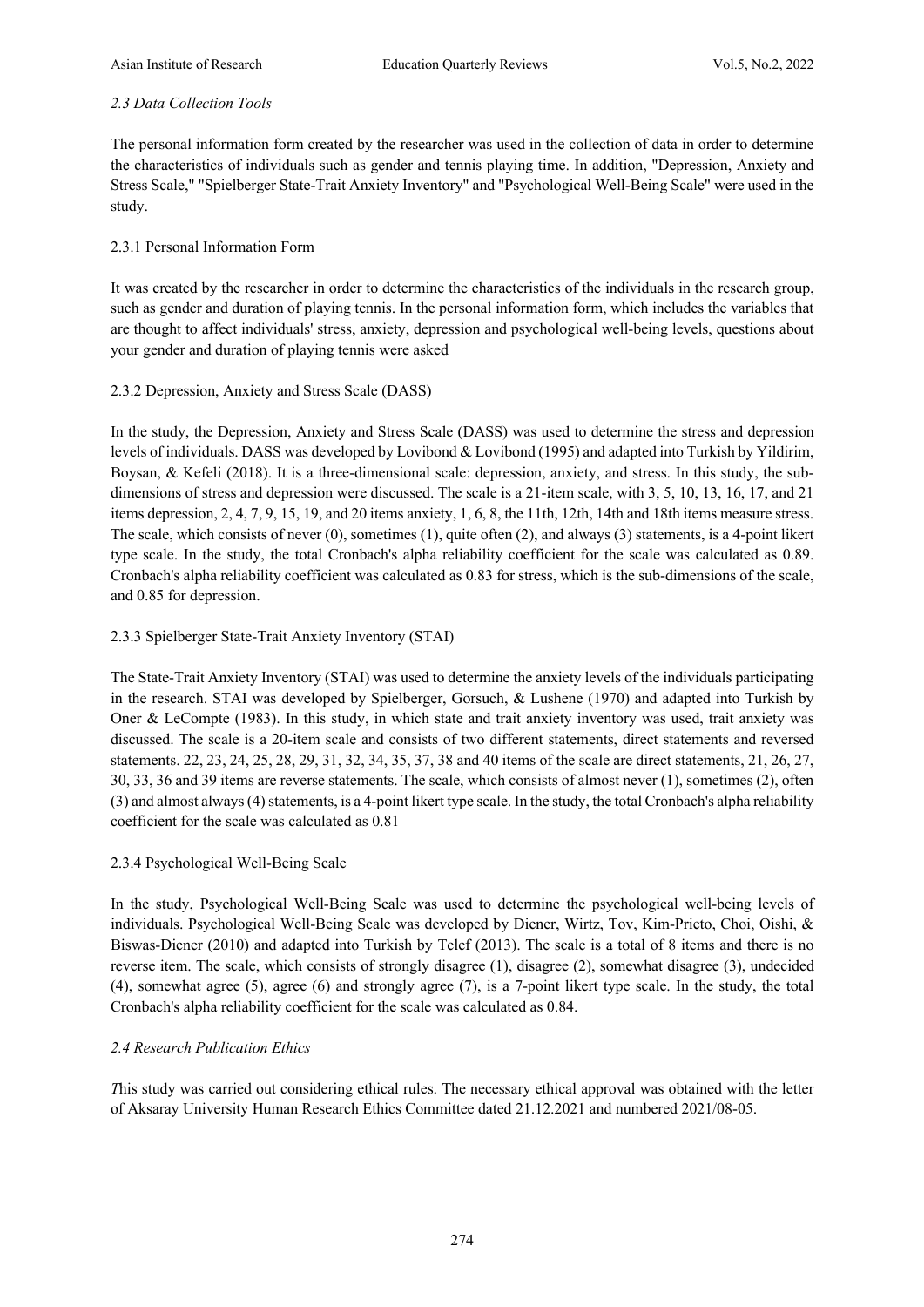### *2.3 Data Collection Tools*

The personal information form created by the researcher was used in the collection of data in order to determine the characteristics of individuals such as gender and tennis playing time. In addition, "Depression, Anxiety and Stress Scale," "Spielberger State-Trait Anxiety Inventory" and "Psychological Well-Being Scale" were used in the study.

#### 2.3.1 Personal Information Form

It was created by the researcher in order to determine the characteristics of the individuals in the research group, such as gender and duration of playing tennis. In the personal information form, which includes the variables that are thought to affect individuals' stress, anxiety, depression and psychological well-being levels, questions about your gender and duration of playing tennis were asked

#### 2.3.2 Depression, Anxiety and Stress Scale (DASS)

In the study, the Depression, Anxiety and Stress Scale (DASS) was used to determine the stress and depression levels of individuals. DASS was developed by Lovibond & Lovibond (1995) and adapted into Turkish by Yildirim, Boysan, & Kefeli (2018). It is a three-dimensional scale: depression, anxiety, and stress. In this study, the sub-dimensions of stress and depression were discussed. The scale is a 21-item scale, with 3, 5, 10, 13, 16, 17, and 21 items depression, 2, 4, 7, 9, 15, 19, and 20 items anxiety, 1, 6, 8, the 11th, 12th, 14th and 18th items measure stress. The scale, which consists of never (0), sometimes (1), quite often (2), and always (3) statements, is a 4-point likert type scale. In the study, the total Cronbach's alpha reliability coefficient for the scale was calculated as 0.89. Cronbach's alpha reliability coefficient was calculated as 0.83 for stress, which is the sub-dimensions of the scale, and 0.85 for depression.

#### 2.3.3 Spielberger State-Trait Anxiety Inventory (STAI)

The State-Trait Anxiety Inventory (STAI) was used to determine the anxiety levels of the individuals participating in the research. STAI was developed by Spielberger, Gorsuch, & Lushene (1970) and adapted into Turkish by Oner & LeCompte (1983). In this study, in which state and trait anxiety inventory was used, trait anxiety was discussed. The scale is a 20-item scale and consists of two different statements, direct statements and reversed statements. 22, 23, 24, 25, 28, 29, 31, 32, 34, 35, 37, 38 and 40 items of the scale are direct statements, 21, 26, 27, 30, 33, 36 and 39 items are reverse statements. The scale, which consists of almost never (1), sometimes (2), often (3) and almost always (4) statements, is a 4-point likert type scale. In the study, the total Cronbach's alpha reliability coefficient for the scale was calculated as 0.81

#### 2.3.4 Psychological Well-Being Scale

In the study, Psychological Well-Being Scale was used to determine the psychological well-being levels of individuals. Psychological Well-Being Scale was developed by Diener, Wirtz, Tov, Kim-Prieto, Choi, Oishi, & Biswas-Diener (2010) and adapted into Turkish by Telef (2013). The scale is a total of 8 items and there is no reverse item. The scale, which consists of strongly disagree (1), disagree (2), somewhat disagree (3), undecided (4), somewhat agree (5), agree (6) and strongly agree (7), is a 7-point likert type scale. In the study, the total Cronbach's alpha reliability coefficient for the scale was calculated as 0.84.

### *2.4 Research Publication Ethics*

*T*his study was carried out considering ethical rules. The necessary ethical approval was obtained with the letter of Aksaray University Human Research Ethics Committee dated 21.12.2021 and numbered 2021/08-05.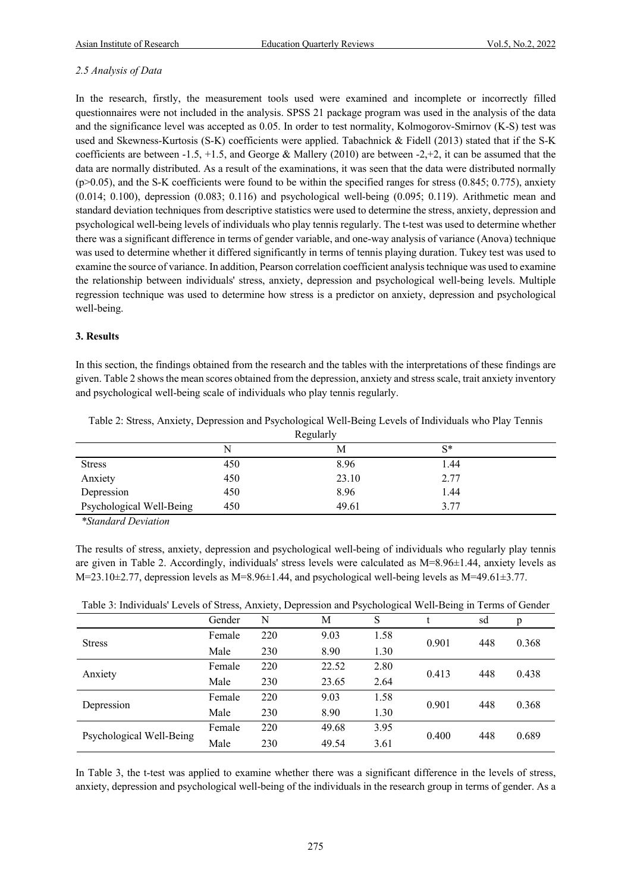*2.5 Analysis of Data*

In the research, firstly, the measurement tools used were examined and incomplete or incorrectly filled questionnaires were not included in the analysis. SPSS 21 package program was used in the analysis of the data and the significance level was accepted as 0.05. In order to test normality, Kolmogorov-Smirnov (K-S) test was used and Skewness-Kurtosis (S-K) coefficients were applied. Tabachnick & Fidell (2013) stated that if the S-K coefficients are between -1.5, +1.5, and George & Mallery (2010) are between -2,+2, it can be assumed that the data are normally distributed. As a result of the examinations, it was seen that the data were distributed normally ($p>0.05$), and the S-K coefficients were found to be within the specified ranges for stress (0.845; 0.775), anxiety (0.014; 0.100), depression (0.083; 0.116) and psychological well-being (0.095; 0.119). Arithmetic mean and standard deviation techniques from descriptive statistics were used to determine the stress, anxiety, depression and psychological well-being levels of individuals who play tennis regularly. The t-test was used to determine whether there was a significant difference in terms of gender variable, and one-way analysis of variance (Anova) technique was used to determine whether it differed significantly in terms of tennis playing duration. Tukey test was used to examine the source of variance. In addition, Pearson correlation coefficient analysis technique was used to examine the relationship between individuals' stress, anxiety, depression and psychological well-being levels. Multiple regression technique was used to determine how stress is a predictor on anxiety, depression and psychological well-being.

**3. Results**

In this section, the findings obtained from the research and the tables with the interpretations of these findings are given. Table 2 shows the mean scores obtained from the depression, anxiety and stress scale, trait anxiety inventory and psychological well-being scale of individuals who play tennis regularly.

Table 2: Stress, Anxiety, Depression and Psychological Well-Being Levels of Individuals who Play Tennis Regularly

| | N | M | S* |
|---|---|---|---|
| Stress | 450 | 8.96 | 1.44 |
| Anxiety | 450 | 23.10 | 2.77 |
| Depression | 450 | 8.96 | 1.44 |
| Psychological Well-Being | 450 | 49.61 | 3.77 |

*\*Standard Deviation*

The results of stress, anxiety, depression and psychological well-being of individuals who regularly play tennis are given in Table 2. Accordingly, individuals' stress levels were calculated as M=8.96±1.44, anxiety levels as M=23.10±2.77, depression levels as M=8.96±1.44, and psychological well-being levels as M=49.61±3.77.

Table 3: Individuals' Levels of Stress, Anxiety, Depression and Psychological Well-Being in Terms of Gender

| | Gender | N | M | S | t | sd | p |
|---|---|---|---|---|---|---|---|
| Stress | Female | 220 | 9.03 | 1.58 | 0.901 | 448 | 0.368 |
| | Male | 230 | 8.90 | 1.30 | | | |
| Anxiety | Female | 220 | 22.52 | 2.80 | 0.413 | 448 | 0.438 |
| | Male | 230 | 23.65 | 2.64 | | | |
| Depression | Female | 220 | 9.03 | 1.58 | 0.901 | 448 | 0.368 |
| | Male | 230 | 8.90 | 1.30 | | | |
| Psychological Well-Being | Female | 220 | 49.68 | 3.95 | 0.400 | 448 | 0.689 |
| | Male | 230 | 49.54 | 3.61 | | | |

In Table 3, the t-test was applied to examine whether there was a significant difference in the levels of stress, anxiety, depression and psychological well-being of the individuals in the research group in terms of gender. As a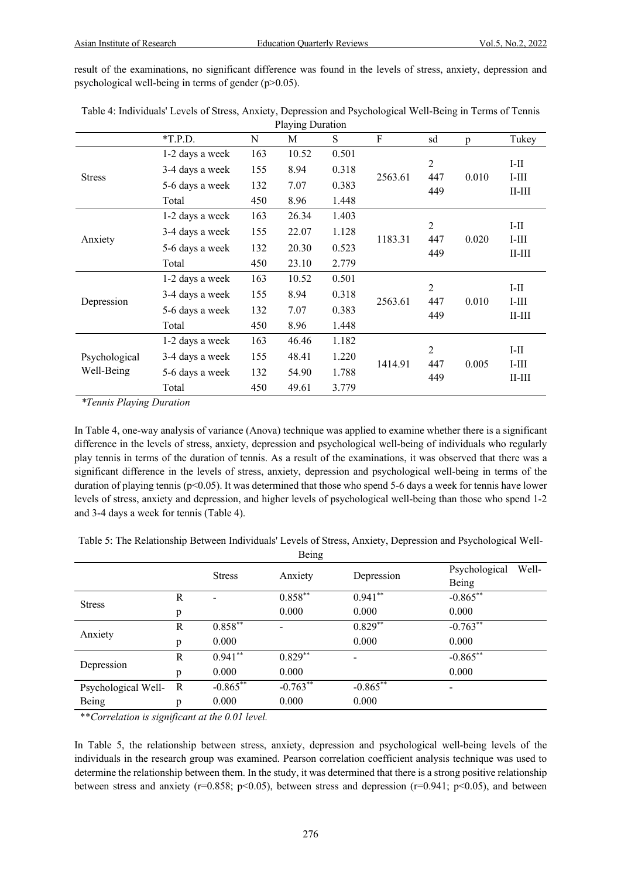result of the examinations, no significant difference was found in the levels of stress, anxiety, depression and psychological well-being in terms of gender (p>0.05).

Table 4: Individuals' Levels of Stress, Anxiety, Depression and Psychological Well-Being in Terms of Tennis Playing Duration

| | *T.P.D. | N | M | S | F | sd | p | Tukey |
|---|---|---|---|---|---|---|---|---|
| Stress | 1-2 days a week | 163 | 10.52 | 0.501 | 2563.61 | 2<br>447<br>449 | 0.010 | I-II<br>I-III<br>II-III |
| | 3-4 days a week | 155 | 8.94 | 0.318 | | | | |
| | 5-6 days a week | 132 | 7.07 | 0.383 | | | | |
| | Total | 450 | 8.96 | 1.448 | | | | |
| Anxiety | 1-2 days a week | 163 | 26.34 | 1.403 | 1183.31 | 2<br>447<br>449 | 0.020 | I-II<br>I-III<br>II-III |
| | 3-4 days a week | 155 | 22.07 | 1.128 | | | | |
| | 5-6 days a week | 132 | 20.30 | 0.523 | | | | |
| | Total | 450 | 23.10 | 2.779 | | | | |
| Depression | 1-2 days a week | 163 | 10.52 | 0.501 | 2563.61 | 2<br>447<br>449 | 0.010 | I-II<br>I-III<br>II-III |
| | 3-4 days a week | 155 | 8.94 | 0.318 | | | | |
| | 5-6 days a week | 132 | 7.07 | 0.383 | | | | |
| | Total | 450 | 8.96 | 1.448 | | | | |
| Psychological Well-Being | 1-2 days a week | 163 | 46.46 | 1.182 | 1414.91 | 2<br>447<br>449 | 0.005 | I-II<br>I-III<br>II-III |
| | 3-4 days a week | 155 | 48.41 | 1.220 | | | | |
| | 5-6 days a week | 132 | 54.90 | 1.788 | | | | |
| | Total | 450 | 49.61 | 3.779 | | | | |

*\*Tennis Playing Duration*

In Table 4, one-way analysis of variance (Anova) technique was applied to examine whether there is a significant difference in the levels of stress, anxiety, depression and psychological well-being of individuals who regularly play tennis in terms of the duration of tennis. As a result of the examinations, it was observed that there was a significant difference in the levels of stress, anxiety, depression and psychological well-being in terms of the duration of playing tennis (p<0.05). It was determined that those who spend 5-6 days a week for tennis have lower levels of stress, anxiety and depression, and higher levels of psychological well-being than those who spend 1-2 and 3-4 days a week for tennis (Table 4).

Table 5: The Relationship Between Individuals' Levels of Stress, Anxiety, Depression and Psychological Well-Being

| | | Stress | Anxiety | Depression | Psychological Well-Being |
|---|---|---|---|---|---|
| Stress | R | - | 0.858** | 0.941** | -0.865** |
| | p | | 0.000 | 0.000 | 0.000 |
| Anxiety | R | 0.858** | - | 0.829** | -0.763** |
| | p | 0.000 | | 0.000 | 0.000 |
| Depression | R | 0.941** | 0.829** | - | -0.865** |
| | p | 0.000 | 0.000 | | 0.000 |
| Psychological Well-Being | R | -0.865** | -0.763** | -0.865** | - |
| | p | 0.000 | 0.000 | 0.000 | |

*\*\*Correlation is significant at the 0.01 level.*

In Table 5, the relationship between stress, anxiety, depression and psychological well-being levels of the individuals in the research group was examined. Pearson correlation coefficient analysis technique was used to determine the relationship between them. In the study, it was determined that there is a strong positive relationship between stress and anxiety (r=0.858; p<0.05), between stress and depression (r=0.941; p<0.05), and between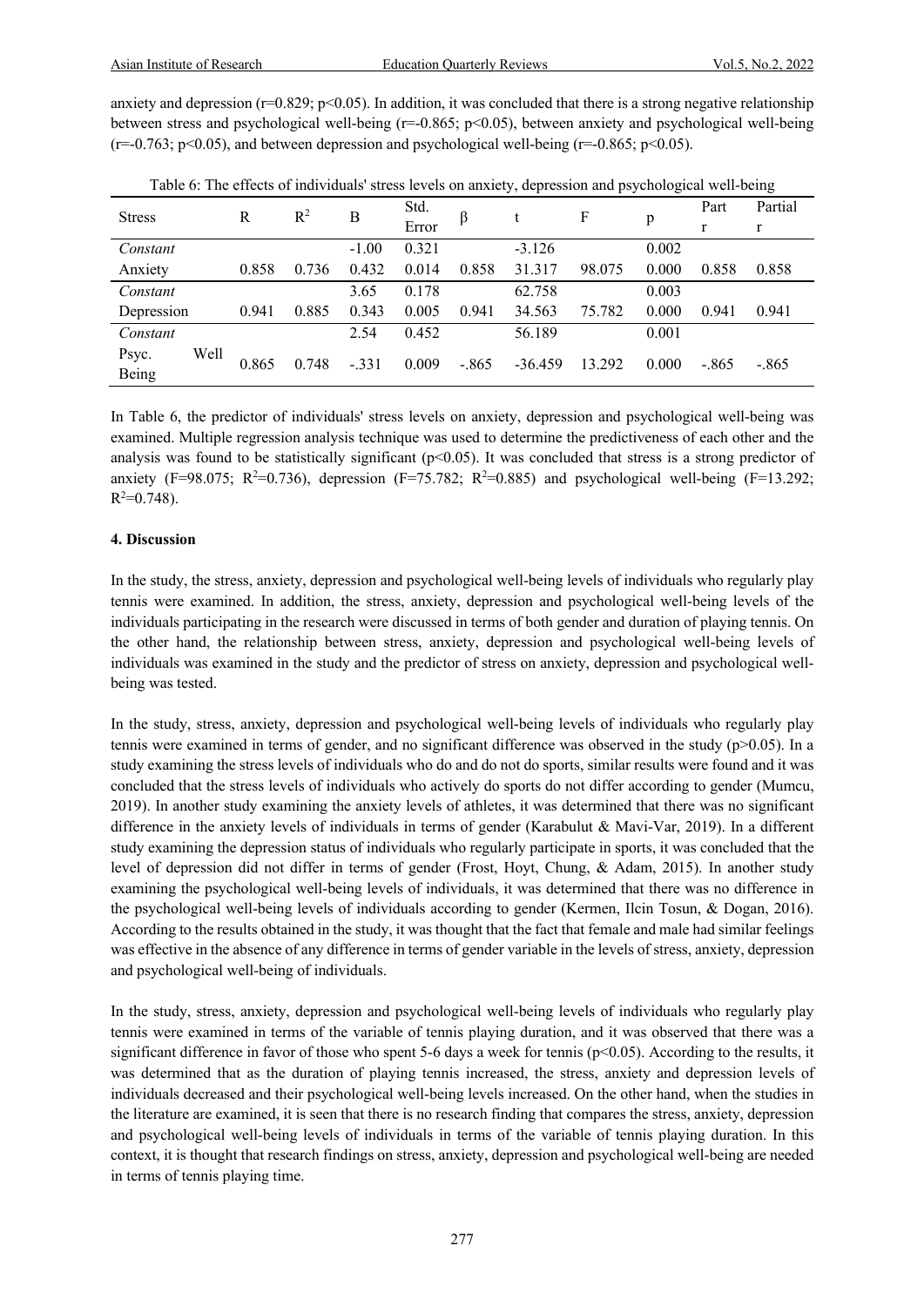anxiety and depression (r=0.829; p<0.05). In addition, it was concluded that there is a strong negative relationship between stress and psychological well-being (r=-0.865; p<0.05), between anxiety and psychological well-being (r=-0.763; p<0.05), and between depression and psychological well-being (r=-0.865; p<0.05).

Table 6: The effects of individuals' stress levels on anxiety, depression and psychological well-being

| Stress | R | $R^2$ | B | Std. Error | β | t | F | p | Part r | Partial r |
|---|---|---|---|---|---|---|---|---|---|---|
| *Constant* | | | -1.00 | 0.321 | | -3.126 | | 0.002 | | |
| Anxiety | 0.858 | 0.736 | 0.432 | 0.014 | 0.858 | 31.317 | 98.075 | 0.000 | 0.858 | 0.858 |
| *Constant* | | | 3.65 | 0.178 | | 62.758 | | 0.003 | | |
| Depression | 0.941 | 0.885 | 0.343 | 0.005 | 0.941 | 34.563 | 75.782 | 0.000 | 0.941 | 0.941 |
| *Constant* | | | 2.54 | 0.452 | | 56.189 | | 0.001 | | |
| Psyc. Well Being | 0.865 | 0.748 | -.331 | 0.009 | -.865 | -36.459 | 13.292 | 0.000 | -.865 | -.865 |

In Table 6, the predictor of individuals' stress levels on anxiety, depression and psychological well-being was examined. Multiple regression analysis technique was used to determine the predictiveness of each other and the analysis was found to be statistically significant (p<0.05). It was concluded that stress is a strong predictor of anxiety (F=98.075; $R^2$=0.736), depression (F=75.782; $R^2$=0.885) and psychological well-being (F=13.292; $R^2$=0.748).

## 4. Discussion

In the study, the stress, anxiety, depression and psychological well-being levels of individuals who regularly play tennis were examined. In addition, the stress, anxiety, depression and psychological well-being levels of the individuals participating in the research were discussed in terms of both gender and duration of playing tennis. On the other hand, the relationship between stress, anxiety, depression and psychological well-being levels of individuals was examined in the study and the predictor of stress on anxiety, depression and psychological well-being was tested.

In the study, stress, anxiety, depression and psychological well-being levels of individuals who regularly play tennis were examined in terms of gender, and no significant difference was observed in the study (p>0.05). In a study examining the stress levels of individuals who do and do not do sports, similar results were found and it was concluded that the stress levels of individuals who actively do sports do not differ according to gender (Mumcu, 2019). In another study examining the anxiety levels of athletes, it was determined that there was no significant difference in the anxiety levels of individuals in terms of gender (Karabulut & Mavi-Var, 2019). In a different study examining the depression status of individuals who regularly participate in sports, it was concluded that the level of depression did not differ in terms of gender (Frost, Hoyt, Chung, & Adam, 2015). In another study examining the psychological well-being levels of individuals, it was determined that there was no difference in the psychological well-being levels of individuals according to gender (Kermen, Ilcin Tosun, & Dogan, 2016). According to the results obtained in the study, it was thought that the fact that female and male had similar feelings was effective in the absence of any difference in terms of gender variable in the levels of stress, anxiety, depression and psychological well-being of individuals.

In the study, stress, anxiety, depression and psychological well-being levels of individuals who regularly play tennis were examined in terms of the variable of tennis playing duration, and it was observed that there was a significant difference in favor of those who spent 5-6 days a week for tennis (p<0.05). According to the results, it was determined that as the duration of playing tennis increased, the stress, anxiety and depression levels of individuals decreased and their psychological well-being levels increased. On the other hand, when the studies in the literature are examined, it is seen that there is no research finding that compares the stress, anxiety, depression and psychological well-being levels of individuals in terms of the variable of tennis playing duration. In this context, it is thought that research findings on stress, anxiety, depression and psychological well-being are needed in terms of tennis playing time.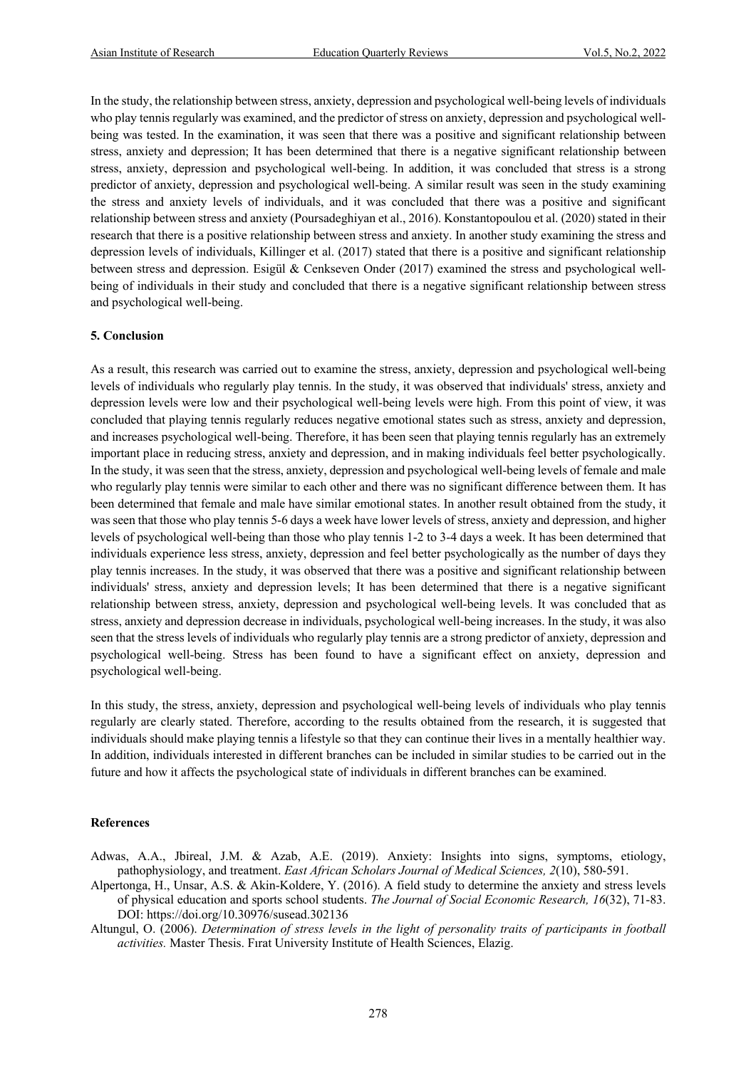In the study, the relationship between stress, anxiety, depression and psychological well-being levels of individuals who play tennis regularly was examined, and the predictor of stress on anxiety, depression and psychological well-being was tested. In the examination, it was seen that there was a positive and significant relationship between stress, anxiety and depression; It has been determined that there is a negative significant relationship between stress, anxiety, depression and psychological well-being. In addition, it was concluded that stress is a strong predictor of anxiety, depression and psychological well-being. A similar result was seen in the study examining the stress and anxiety levels of individuals, and it was concluded that there was a positive and significant relationship between stress and anxiety (Poursadeghiyan et al., 2016). Konstantopoulou et al. (2020) stated in their research that there is a positive relationship between stress and anxiety. In another study examining the stress and depression levels of individuals, Killinger et al. (2017) stated that there is a positive and significant relationship between stress and depression. Esigül & Cenkseven Onder (2017) examined the stress and psychological well-being of individuals in their study and concluded that there is a negative significant relationship between stress and psychological well-being.

## 5. Conclusion

As a result, this research was carried out to examine the stress, anxiety, depression and psychological well-being levels of individuals who regularly play tennis. In the study, it was observed that individuals' stress, anxiety and depression levels were low and their psychological well-being levels were high. From this point of view, it was concluded that playing tennis regularly reduces negative emotional states such as stress, anxiety and depression, and increases psychological well-being. Therefore, it has been seen that playing tennis regularly has an extremely important place in reducing stress, anxiety and depression, and in making individuals feel better psychologically. In the study, it was seen that the stress, anxiety, depression and psychological well-being levels of female and male who regularly play tennis were similar to each other and there was no significant difference between them. It has been determined that female and male have similar emotional states. In another result obtained from the study, it was seen that those who play tennis 5-6 days a week have lower levels of stress, anxiety and depression, and higher levels of psychological well-being than those who play tennis 1-2 to 3-4 days a week. It has been determined that individuals experience less stress, anxiety, depression and feel better psychologically as the number of days they play tennis increases. In the study, it was observed that there was a positive and significant relationship between individuals' stress, anxiety and depression levels; It has been determined that there is a negative significant relationship between stress, anxiety, depression and psychological well-being levels. It was concluded that as stress, anxiety and depression decrease in individuals, psychological well-being increases. In the study, it was also seen that the stress levels of individuals who regularly play tennis are a strong predictor of anxiety, depression and psychological well-being. Stress has been found to have a significant effect on anxiety, depression and psychological well-being.

In this study, the stress, anxiety, depression and psychological well-being levels of individuals who play tennis regularly are clearly stated. Therefore, according to the results obtained from the research, it is suggested that individuals should make playing tennis a lifestyle so that they can continue their lives in a mentally healthier way. In addition, individuals interested in different branches can be included in similar studies to be carried out in the future and how it affects the psychological state of individuals in different branches can be examined.

## References

Adwas, A.A., Jbireal, J.M. & Azab, A.E. (2019). Anxiety: Insights into signs, symptoms, etiology, pathophysiology, and treatment. *East African Scholars Journal of Medical Sciences, 2*(10), 580-591.

Alpertonga, H., Unsar, A.S. & Akin-Koldere, Y. (2016). A field study to determine the anxiety and stress levels of physical education and sports school students. *The Journal of Social Economic Research, 16*(32), 71-83. DOI: https://doi.org/10.30976/susead.302136

Altungul, O. (2006). *Determination of stress levels in the light of personality traits of participants in football activities.* Master Thesis. Fırat University Institute of Health Sciences, Elazig.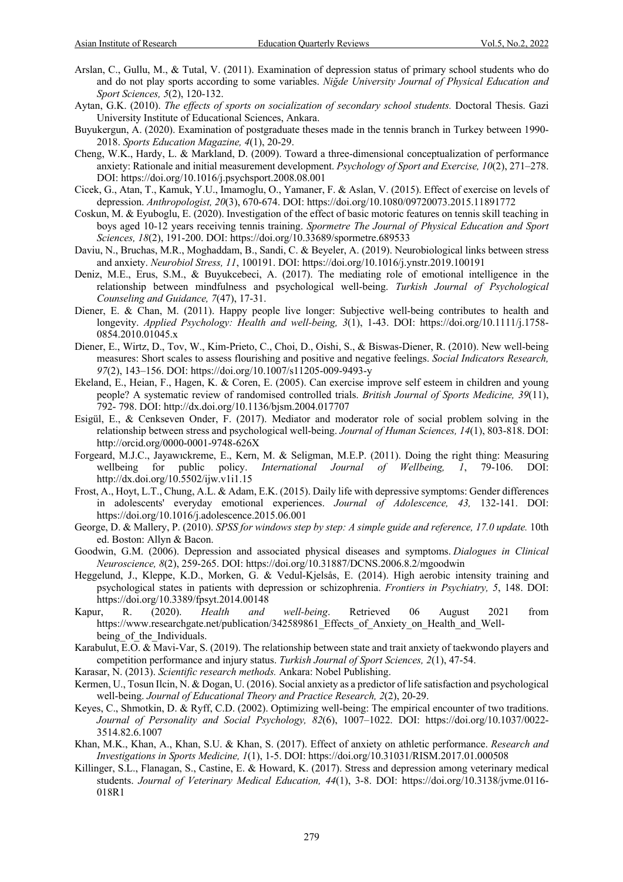Arslan, C., Gullu, M., & Tutal, V. (2011). Examination of depression status of primary school students who do and do not play sports according to some variables. *Niğde University Journal of Physical Education and Sport Sciences, 5*(2), 120-132.

Aytan, G.K. (2010). *The effects of sports on socialization of secondary school students.* Doctoral Thesis. Gazi University Institute of Educational Sciences, Ankara.

Buyukergun, A. (2020). Examination of postgraduate theses made in the tennis branch in Turkey between 1990-2018. *Sports Education Magazine, 4*(1), 20-29.

Cheng, W.K., Hardy, L. & Markland, D. (2009). Toward a three-dimensional conceptualization of performance anxiety: Rationale and initial measurement development. *Psychology of Sport and Exercise, 10*(2), 271–278. DOI: https://doi.org/10.1016/j.psychsport.2008.08.001

Cicek, G., Atan, T., Kamuk, Y.U., Imamoglu, O., Yamaner, F. & Aslan, V. (2015). Effect of exercise on levels of depression. *Anthropologist, 20*(3), 670-674. DOI: https://doi.org/10.1080/09720073.2015.11891772

Coskun, M. & Eyuboglu, E. (2020). Investigation of the effect of basic motoric features on tennis skill teaching in boys aged 10-12 years receiving tennis training. *Spormetre The Journal of Physical Education and Sport Sciences, 18*(2), 191-200. DOI: https://doi.org/10.33689/spormetre.689533

Daviu, N., Bruchas, M.R., Moghaddam, B., Sandi, C. & Beyeler, A. (2019). Neurobiological links between stress and anxiety. *Neurobiol Stress, 11*, 100191. DOI: https://doi.org/10.1016/j.ynstr.2019.100191

Deniz, M.E., Erus, S.M., & Buyukcebeci, A. (2017). The mediating role of emotional intelligence in the relationship between mindfulness and psychological well-being. *Turkish Journal of Psychological Counseling and Guidance, 7*(47), 17-31.

Diener, E. & Chan, M. (2011). Happy people live longer: Subjective well-being contributes to health and longevity. *Applied Psychology: Health and well-being, 3*(1), 1-43. DOI: https://doi.org/10.1111/j.1758-0854.2010.01045.x

Diener, E., Wirtz, D., Tov, W., Kim-Prieto, C., Choi, D., Oishi, S., & Biswas-Diener, R. (2010). New well-being measures: Short scales to assess flourishing and positive and negative feelings. *Social Indicators Research, 97*(2), 143–156. DOI: https://doi.org/10.1007/s11205-009-9493-y

Ekeland, E., Heian, F., Hagen, K. & Coren, E. (2005). Can exercise improve self esteem in children and young people? A systematic review of randomised controlled trials. *British Journal of Sports Medicine, 39*(11), 792- 798. DOI: http://dx.doi.org/10.1136/bjsm.2004.017707

Esigül, E., & Cenkseven Onder, F. (2017). Mediator and moderator role of social problem solving in the relationship between stress and psychological well-being. *Journal of Human Sciences, 14*(1), 803-818. DOI: http://orcid.org/0000-0001-9748-626X

Forgeard, M.J.C., Jayawıckreme, E., Kern, M. & Seligman, M.E.P. (2011). Doing the right thing: Measuring wellbeing for public policy. *International Journal of Wellbeing, 1*, 79-106. DOI: http://dx.doi.org/10.5502/ijw.v1i1.15

Frost, A., Hoyt, L.T., Chung, A.L. & Adam, E.K. (2015). Daily life with depressive symptoms: Gender differences in adolescents' everyday emotional experiences. *Journal of Adolescence, 43,* 132-141. DOI: https://doi.org/10.1016/j.adolescence.2015.06.001

George, D. & Mallery, P. (2010). *SPSS for windows step by step: A simple guide and reference, 17.0 update.* 10th ed. Boston: Allyn & Bacon.

Goodwin, G.M. (2006). Depression and associated physical diseases and symptoms. *Dialogues in Clinical Neuroscience, 8*(2), 259-265. DOI: https://doi.org/10.31887/DCNS.2006.8.2/mgoodwin

Heggelund, J., Kleppe, K.D., Morken, G. & Vedul-Kjelsås, E. (2014). High aerobic intensity training and psychological states in patients with depression or schizophrenia. *Frontiers in Psychiatry, 5*, 148. DOI: https://doi.org/10.3389/fpsyt.2014.00148

Kapur, R. (2020). *Health and well-being*. Retrieved 06 August 2021 from https://www.researchgate.net/publication/342589861_Effects_of_Anxiety_on_Health_and_Well-being_of_the_Individuals.

Karabulut, E.O. & Mavi-Var, S. (2019). The relationship between state and trait anxiety of taekwondo players and competition performance and injury status. *Turkish Journal of Sport Sciences, 2*(1), 47-54.

Karasar, N. (2013). *Scientific research methods.* Ankara: Nobel Publishing.

Kermen, U., Tosun Ilcin, N. & Dogan, U. (2016). Social anxiety as a predictor of life satisfaction and psychological well-being. *Journal of Educational Theory and Practice Research, 2*(2), 20-29.

Keyes, C., Shmotkin, D. & Ryff, C.D. (2002). Optimizing well-being: The empirical encounter of two traditions. *Journal of Personality and Social Psychology, 82*(6), 1007–1022. DOI: https://doi.org/10.1037/0022-3514.82.6.1007

Khan, M.K., Khan, A., Khan, S.U. & Khan, S. (2017). Effect of anxiety on athletic performance. *Research and Investigations in Sports Medicine, 1*(1), 1-5. DOI: https://doi.org/10.31031/RISM.2017.01.000508

Killinger, S.L., Flanagan, S., Castine, E. & Howard, K. (2017). Stress and depression among veterinary medical students. *Journal of Veterinary Medical Education, 44*(1), 3-8. DOI: https://doi.org/10.3138/jvme.0116-018R1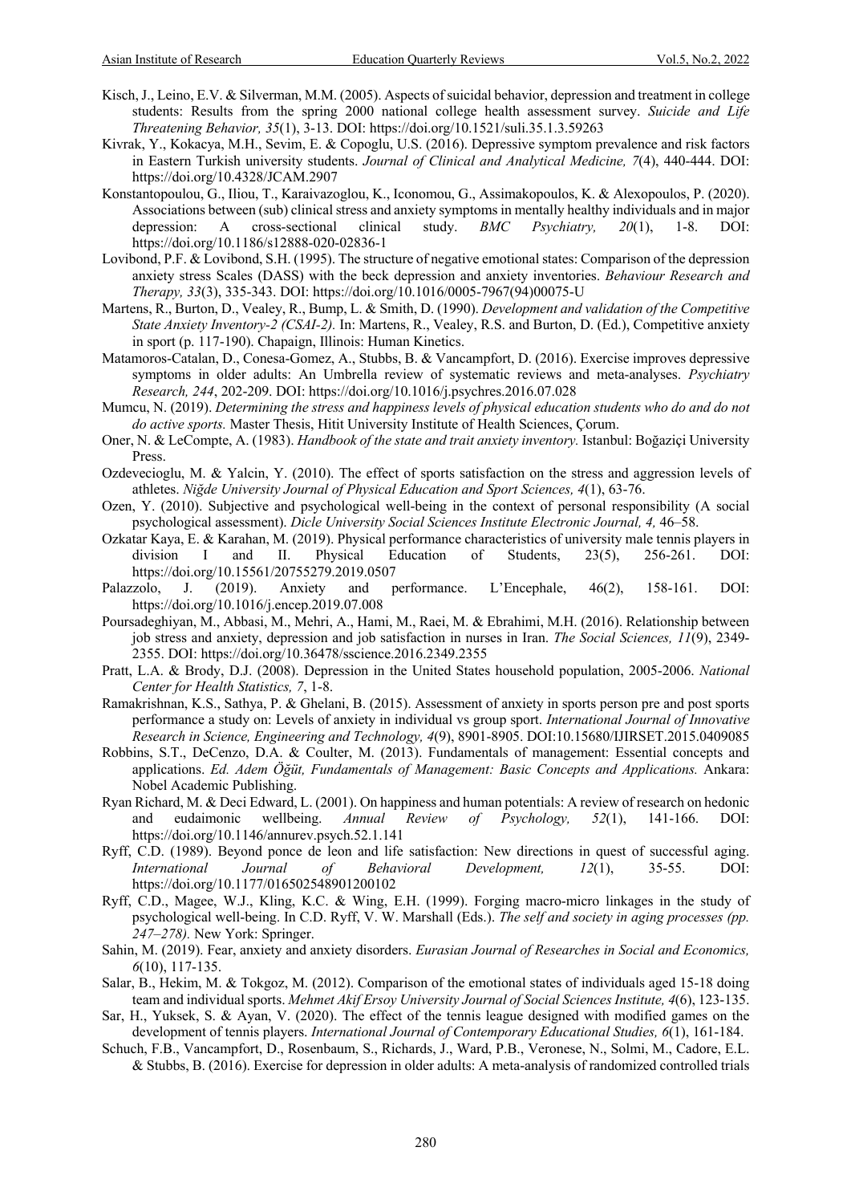Kisch, J., Leino, E.V. & Silverman, M.M. (2005). Aspects of suicidal behavior, depression and treatment in college students: Results from the spring 2000 national college health assessment survey. *Suicide and Life Threatening Behavior, 35*(1), 3-13. DOI: https://doi.org/10.1521/suli.35.1.3.59263

Kivrak, Y., Kokacya, M.H., Sevim, E. & Copoglu, U.S. (2016). Depressive symptom prevalence and risk factors in Eastern Turkish university students. *Journal of Clinical and Analytical Medicine, 7*(4), 440-444. DOI: https://doi.org/10.4328/JCAM.2907

Konstantopoulou, G., Iliou, T., Karaivazoglou, K., Iconomou, G., Assimakopoulos, K. & Alexopoulos, P. (2020). Associations between (sub) clinical stress and anxiety symptoms in mentally healthy individuals and in major depression: A cross-sectional clinical study. *BMC Psychiatry, 20*(1), 1-8. DOI: https://doi.org/10.1186/s12888-020-02836-1

Lovibond, P.F. & Lovibond, S.H. (1995). The structure of negative emotional states: Comparison of the depression anxiety stress Scales (DASS) with the beck depression and anxiety inventories. *Behaviour Research and Therapy, 33*(3), 335-343. DOI: https://doi.org/10.1016/0005-7967(94)00075-U

Martens, R., Burton, D., Vealey, R., Bump, L. & Smith, D. (1990). *Development and validation of the Competitive State Anxiety Inventory-2 (CSAI-2).* In: Martens, R., Vealey, R.S. and Burton, D. (Ed.), Competitive anxiety in sport (p. 117-190). Chapaign, Illinois: Human Kinetics.

Matamoros-Catalan, D., Conesa-Gomez, A., Stubbs, B. & Vancampfort, D. (2016). Exercise improves depressive symptoms in older adults: An Umbrella review of systematic reviews and meta-analyses. *Psychiatry Research, 244*, 202-209. DOI: https://doi.org/10.1016/j.psychres.2016.07.028

Mumcu, N. (2019). *Determining the stress and happiness levels of physical education students who do and do not do active sports.* Master Thesis, Hitit University Institute of Health Sciences, Çorum.

Oner, N. & LeCompte, A. (1983). *Handbook of the state and trait anxiety inventory.* Istanbul: Boğaziçi University Press.

Ozdevecioglu, M. & Yalcin, Y. (2010). The effect of sports satisfaction on the stress and aggression levels of athletes. *Niğde University Journal of Physical Education and Sport Sciences, 4*(1), 63-76.

Ozen, Y. (2010). Subjective and psychological well-being in the context of personal responsibility (A social psychological assessment). *Dicle University Social Sciences Institute Electronic Journal, 4,* 46–58.

Ozkatar Kaya, E. & Karahan, M. (2019). Physical performance characteristics of university male tennis players in division I and II. Physical Education of Students, 23(5), 256-261. DOI: https://doi.org/10.15561/20755279.2019.0507

Palazzolo, J. (2019). Anxiety and performance. L'Encephale, 46(2), 158-161. DOI: https://doi.org/10.1016/j.encep.2019.07.008

Poursadeghiyan, M., Abbasi, M., Mehri, A., Hami, M., Raei, M. & Ebrahimi, M.H. (2016). Relationship between job stress and anxiety, depression and job satisfaction in nurses in Iran. *The Social Sciences, 11*(9), 2349-2355. DOI: https://doi.org/10.36478/sscience.2016.2349.2355

Pratt, L.A. & Brody, D.J. (2008). Depression in the United States household population, 2005-2006. *National Center for Health Statistics, 7*, 1-8.

Ramakrishnan, K.S., Sathya, P. & Ghelani, B. (2015). Assessment of anxiety in sports person pre and post sports performance a study on: Levels of anxiety in individual vs group sport. *International Journal of Innovative Research in Science, Engineering and Technology, 4*(9), 8901-8905. DOI:10.15680/IJIRSET.2015.0409085

Robbins, S.T., DeCenzo, D.A. & Coulter, M. (2013). Fundamentals of management: Essential concepts and applications. *Ed. Adem Öğüt, Fundamentals of Management: Basic Concepts and Applications.* Ankara: Nobel Academic Publishing.

Ryan Richard, M. & Deci Edward, L. (2001). On happiness and human potentials: A review of research on hedonic and eudaimonic wellbeing. *Annual Review of Psychology, 52*(1), 141-166. DOI: https://doi.org/10.1146/annurev.psych.52.1.141

Ryff, C.D. (1989). Beyond ponce de leon and life satisfaction: New directions in quest of successful aging. *International Journal of Behavioral Development, 12*(1), 35-55. DOI: https://doi.org/10.1177/016502548901200102

Ryff, C.D., Magee, W.J., Kling, K.C. & Wing, E.H. (1999). Forging macro-micro linkages in the study of psychological well-being. In C.D. Ryff, V. W. Marshall (Eds.). *The self and society in aging processes (pp. 247–278).* New York: Springer.

Sahin, M. (2019). Fear, anxiety and anxiety disorders. *Eurasian Journal of Researches in Social and Economics, 6*(10), 117-135.

Salar, B., Hekim, M. & Tokgoz, M. (2012). Comparison of the emotional states of individuals aged 15-18 doing team and individual sports. *Mehmet Akif Ersoy University Journal of Social Sciences Institute, 4*(6), 123-135.

Sar, H., Yuksek, S. & Ayan, V. (2020). The effect of the tennis league designed with modified games on the development of tennis players. *International Journal of Contemporary Educational Studies, 6*(1), 161-184.

Schuch, F.B., Vancampfort, D., Rosenbaum, S., Richards, J., Ward, P.B., Veronese, N., Solmi, M., Cadore, E.L. & Stubbs, B. (2016). Exercise for depression in older adults: A meta-analysis of randomized controlled trials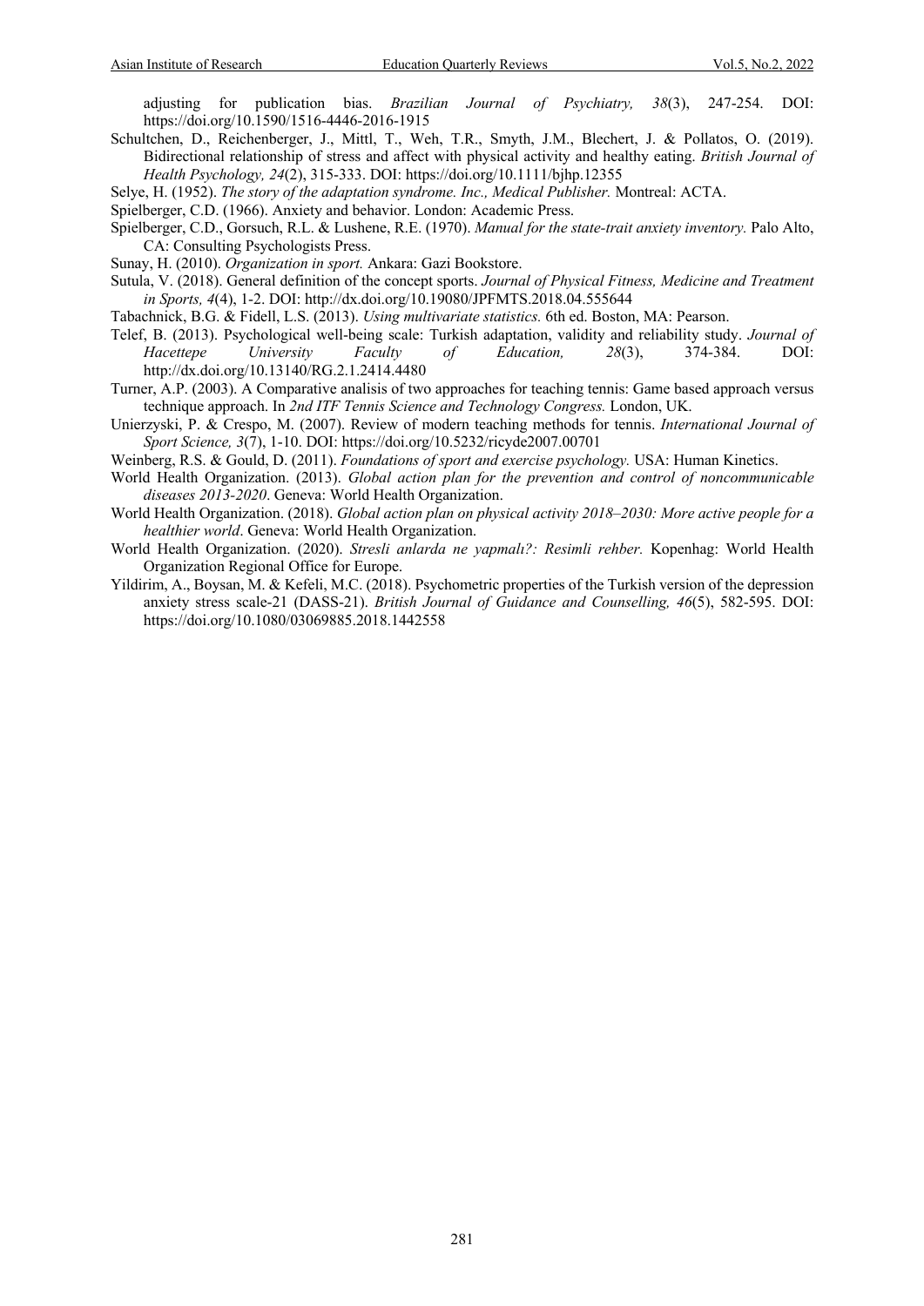adjusting for publication bias. *Brazilian Journal of Psychiatry, 38*(3), 247-254. DOI: https://doi.org/10.1590/1516-4446-2016-1915

Schultchen, D., Reichenberger, J., Mittl, T., Weh, T.R., Smyth, J.M., Blechert, J. & Pollatos, O. (2019). Bidirectional relationship of stress and affect with physical activity and healthy eating. *British Journal of Health Psychology, 24*(2), 315-333. DOI: https://doi.org/10.1111/bjhp.12355

Selye, H. (1952). *The story of the adaptation syndrome. Inc., Medical Publisher.* Montreal: ACTA.

Spielberger, C.D. (1966). Anxiety and behavior. London: Academic Press.

Spielberger, C.D., Gorsuch, R.L. & Lushene, R.E. (1970). *Manual for the state-trait anxiety inventory.* Palo Alto, CA: Consulting Psychologists Press.

Sunay, H. (2010). *Organization in sport.* Ankara: Gazi Bookstore.

Sutula, V. (2018). General definition of the concept sports. *Journal of Physical Fitness, Medicine and Treatment in Sports, 4*(4), 1-2. DOI: http://dx.doi.org/10.19080/JPFMTS.2018.04.555644

Tabachnick, B.G. & Fidell, L.S. (2013). *Using multivariate statistics.* 6th ed. Boston, MA: Pearson.

Telef, B. (2013). Psychological well-being scale: Turkish adaptation, validity and reliability study. *Journal of Hacettepe University Faculty of Education, 28*(3), 374-384. DOI: http://dx.doi.org/10.13140/RG.2.1.2414.4480

Turner, A.P. (2003). A Comparative analisis of two approaches for teaching tennis: Game based approach versus technique approach. In *2nd ITF Tennis Science and Technology Congress.* London, UK.

Unierzyski, P. & Crespo, M. (2007). Review of modern teaching methods for tennis. *International Journal of Sport Science, 3*(7), 1-10. DOI: https://doi.org/10.5232/ricyde2007.00701

Weinberg, R.S. & Gould, D. (2011). *Foundations of sport and exercise psychology.* USA: Human Kinetics.

World Health Organization. (2013). *Global action plan for the prevention and control of noncommunicable diseases 2013-2020*. Geneva: World Health Organization.

World Health Organization. (2018). *Global action plan on physical activity 2018–2030: More active people for a healthier world*. Geneva: World Health Organization.

World Health Organization. (2020). *Stresli anlarda ne yapmalı?: Resimli rehber.* Kopenhag: World Health Organization Regional Office for Europe.

Yildirim, A., Boysan, M. & Kefeli, M.C. (2018). Psychometric properties of the Turkish version of the depression anxiety stress scale-21 (DASS-21). *British Journal of Guidance and Counselling, 46*(5), 582-595. DOI: https://doi.org/10.1080/03069885.2018.1442558